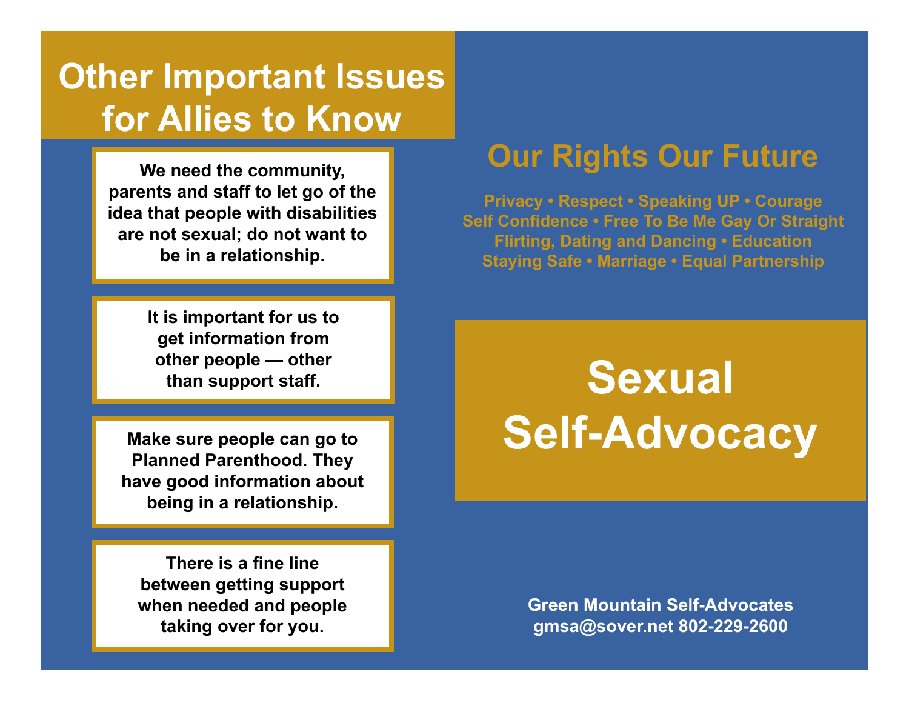## Other Important Issues for Allies to Know

We need the community, parents and staff to let go of the idea that people with disabilities are not sexual; do not want to be in a relationship.

It is important for us to get information from other people — other than support staff.

Make sure people can go to Planned Parenthood. They have good information about being in a relationship.

There is a fine line between getting support when needed and people taking over for you.

## Our Rights Our Future

Privacy • Respect • Speaking UP • Courage
Self Confidence • Free To Be Me Gay Or Straight
Flirting, Dating and Dancing • Education
Staying Safe • Marriage • Equal Partnership

# Sexual Self-Advocacy

Green Mountain Self-Advocates
gmsa@sover.net 802-229-2600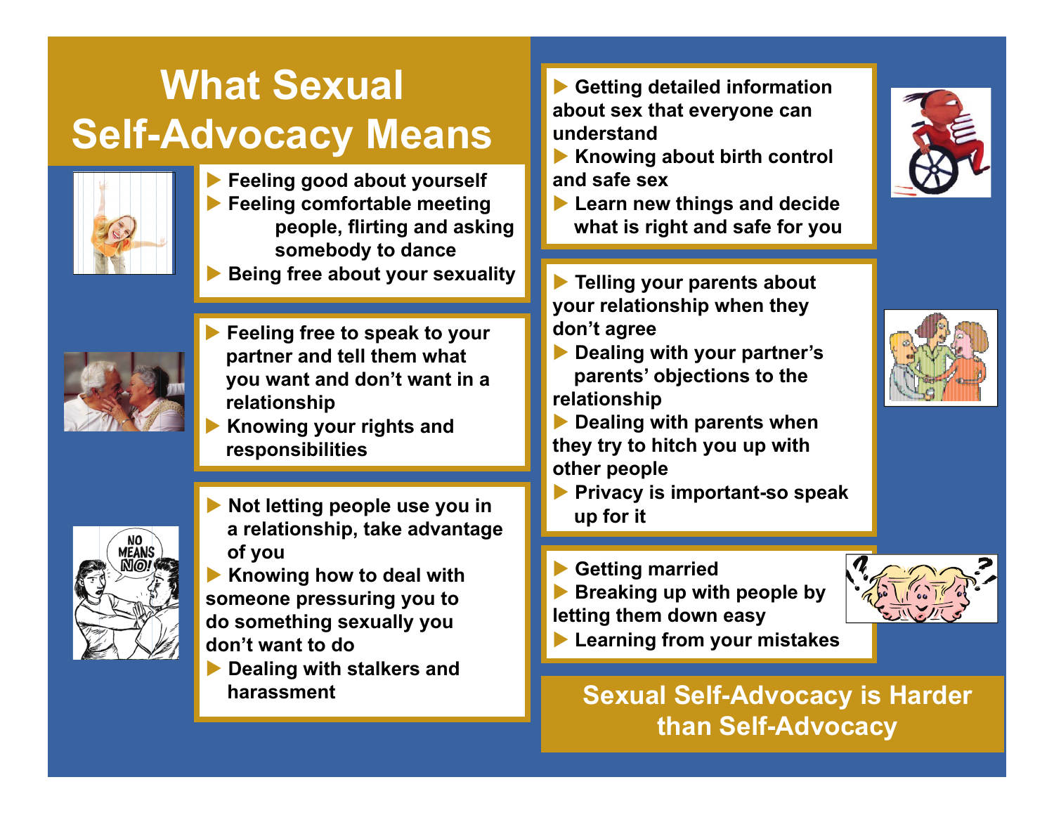# What Sexual Self-Advocacy Means

- Feeling good about yourself
- Feeling comfortable meeting people, flirting and asking somebody to dance
- Being free about your sexuality

- Feeling free to speak to your partner and tell them what you want and don't want in a relationship
- Knowing your rights and responsibilities

- Not letting people use you in a relationship, take advantage of you
- Knowing how to deal with someone pressuring you to do something sexually you don't want to do
- Dealing with stalkers and harassment

- Getting detailed information about sex that everyone can understand
- Knowing about birth control and safe sex
- Learn new things and decide what is right and safe for you

- Telling your parents about your relationship when they don't agree
- Dealing with your partner's parents' objections to the relationship
- Dealing with parents when they try to hitch you up with other people
- Privacy is important-so speak up for it

- Getting married
- Breaking up with people by letting them down easy
- Learning from your mistakes

**Sexual Self-Advocacy is Harder than Self-Advocacy**